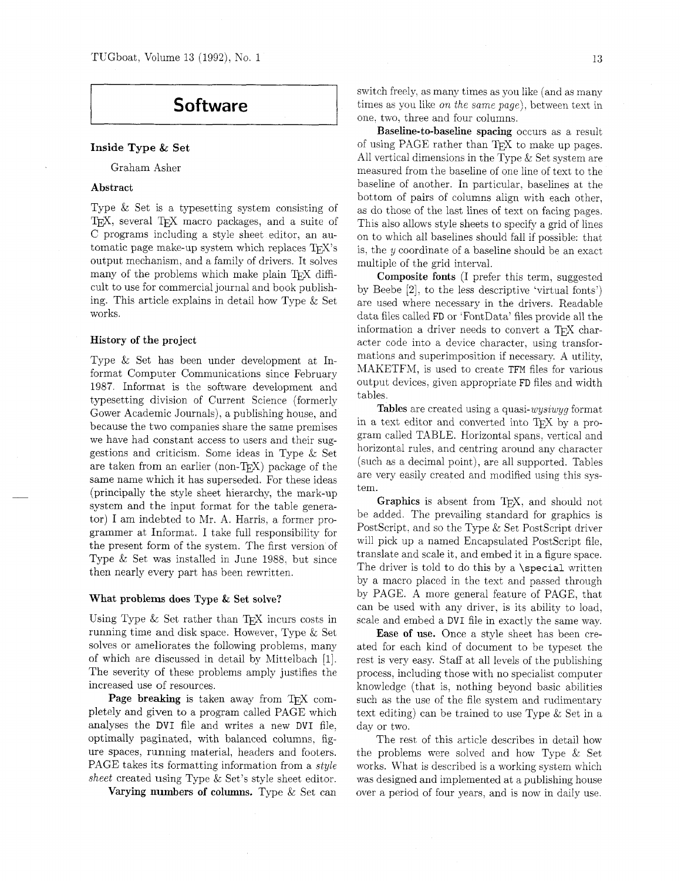# Software

## Inside Type & Set

Graham Asher

### Abstract

Type & Set is a typesetting system consisting of TeX, several TeX macro packages, and a suite of C programs including a style sheet editor, an automatic page make-up system which replaces TeX's output mechanism, and a family of drivers. It solves many of the problems which make plain TeX difficult to use for commercial journal and book publishing. This article explains in detail how Type & Set works.

### History of the project

Type & Set has been under development at Informat Computer Communications since February 1987. Informat is the software development and typesetting division of Current Science (formerly Gower Academic Journals), a publishing house, and because the two companies share the same premises we have had constant access to users and their suggestions and criticism. Some ideas in Type & Set are taken from an earlier (non-TeX) package of the same name which it has superseded. For these ideas (principally the style sheet hierarchy, the mark-up system and the input format for the table generator) I am indebted to Mr. A. Harris, a former programmer at Informat. I take full responsibility for the present form of the system. The first version of Type & Set was installed in June 1988, but since then nearly every part has been rewritten.

### What problems does Type & Set solve?

Using Type & Set rather than TeX incurs costs in running time and disk space. However, Type & Set solves or ameliorates the following problems, many of which are discussed in detail by Mittelbach [1]. The severity of these problems amply justifies the increased use of resources.

**Page breaking** is taken away from TeX completely and given to a program called PAGE which analyses the `DVI` file and writes a new `DVI` file, optimally paginated, with balanced columns, figure spaces, running material, headers and footers. PAGE takes its formatting information from a *style sheet* created using Type & Set's style sheet editor.

**Varying numbers of columns.** Type & Set can switch freely, as many times as you like (and as many times as you like *on the same page*), between text in one, two, three and four columns.

**Baseline-to-baseline spacing** occurs as a result of using PAGE rather than TeX to make up pages. All vertical dimensions in the Type & Set system are measured from the baseline of one line of text to the baseline of another. In particular, baselines at the bottom of pairs of columns align with each other, as do those of the last lines of text on facing pages. This also allows style sheets to specify a grid of lines on to which all baselines should fall if possible: that is, the $y$ coordinate of a baseline should be an exact multiple of the grid interval.

**Composite fonts** (I prefer this term, suggested by Beebe [2], to the less descriptive 'virtual fonts') are used where necessary in the drivers. Readable data files called `FD` or 'FontData' files provide all the information a driver needs to convert a TeX character code into a device character, using transformations and superimposition if necessary. A utility, MAKETFM, is used to create `TFM` files for various output devices, given appropriate `FD` files and width tables.

**Tables** are created using a quasi-*wysiwyg* format in a text editor and converted into TeX by a program called TABLE. Horizontal spans, vertical and horizontal rules, and centring around any character (such as a decimal point), are all supported. Tables are very easily created and modified using this system.

**Graphics** is absent from TeX, and should not be added. The prevailing standard for graphics is PostScript, and so the Type & Set PostScript driver will pick up a named Encapsulated PostScript file, translate and scale it, and embed it in a figure space. The driver is told to do this by a `\special` written by a macro placed in the text and passed through by PAGE. A more general feature of PAGE, that can be used with any driver, is its ability to load, scale and embed a `DVI` file in exactly the same way.

**Ease of use.** Once a style sheet has been created for each kind of document to be typeset the rest is very easy. Staff at all levels of the publishing process, including those with no specialist computer knowledge (that is, nothing beyond basic abilities such as the use of the file system and rudimentary text editing) can be trained to use Type & Set in a day or two.

The rest of this article describes in detail how the problems were solved and how Type & Set works. What is described is a working system which was designed and implemented at a publishing house over a period of four years, and is now in daily use.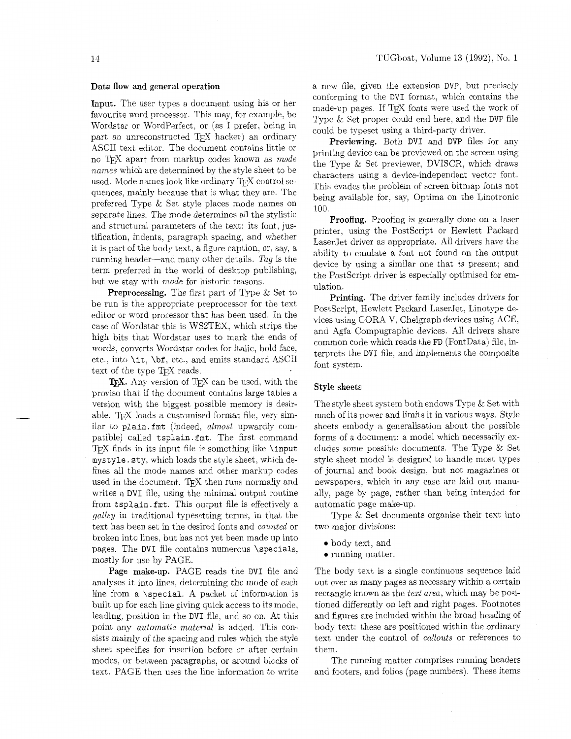### Data flow and general operation

**Input.** The user types a document using his or her favourite word processor. This may, for example, be Wordstar or WordPerfect, or (as I prefer, being in part an unreconstructed TeX hacker) an ordinary ASCII text editor. The document contains little or no TeX apart from markup codes known as *mode names* which are determined by the style sheet to be used. Mode names look like ordinary TeX control sequences, mainly because that is what they are. The preferred Type & Set style places mode names on separate lines. The mode determines all the stylistic and structural parameters of the text: its font, justification, indents, paragraph spacing, and whether it is part of the body text, a figure caption, or, say, a running header—and many other details. *Tag* is the term preferred in the world of desktop publishing, but we stay with *mode* for historic reasons.

**Preprocessing.** The first part of Type & Set to be run is the appropriate preprocessor for the text editor or word processor that has been used. In the case of Wordstar this is WS2TEX, which strips the high bits that Wordstar uses to mark the ends of words, converts Wordstar codes for italic, bold face, etc., into `\it`, `\bf`, etc., and emits standard ASCII text of the type TeX reads.

**TeX.** Any version of TeX can be used, with the proviso that if the document contains large tables a version with the biggest possible memory is desirable. TeX loads a customised format file, very similar to `plain.fmt` (indeed, *almost* upwardly compatible) called `tsplain.fmt`. The first command TeX finds in its input file is something like `\input mystyle.sty`, which loads the style sheet, which defines all the mode names and other markup codes used in the document. TeX then runs normally and writes a `DVI` file, using the minimal output routine from `tsplain.fmt`. This output file is effectively a *galley* in traditional typesetting terms, in that the text has been set in the desired fonts and *counted* or broken into lines, but has not yet been made up into pages. The `DVI` file contains numerous `\specials`, mostly for use by PAGE.

**Page make-up.** PAGE reads the `DVI` file and analyses it into lines, determining the mode of each line from a `\special`. A packet of information is built up for each line giving quick access to its mode, leading, position in the `DVI` file, and so on. At this point any *automatic material* is added. This consists mainly of the spacing and rules which the style sheet specifies for insertion before or after certain modes, or between paragraphs, or around blocks of text. PAGE then uses the line information to write a new file, given the extension `DVP`, but precisely conforming to the `DVI` format, which contains the made-up pages. If TeX fonts were used the work of Type & Set proper could end here, and the `DVP` file could be typeset using a third-party driver.

**Previewing.** Both `DVI` and `DVP` files for any printing device can be previewed on the screen using the Type & Set previewer, DVISCR, which draws characters using a device-independent vector font. This evades the problem of screen bitmap fonts not being available for, say, Optima on the Linotronic 100.

**Proofing.** Proofing is generally done on a laser printer, using the PostScript or Hewlett Packard LaserJet driver as appropriate. All drivers have the ability to emulate a font not found on the output device by using a similar one that *is* present; and the PostScript driver is especially optimised for emulation.

**Printing.** The driver family includes drivers for PostScript, Hewlett Packard LaserJet, Linotype devices using CORA V, Chelgraph devices using ACE, and Agfa Compugraphic devices. All drivers share common code which reads the `FD` (FontData) file, interprets the `DVI` file, and implements the composite font system.

### Style sheets

The style sheet system both endows Type & Set with much of its power and limits it in various ways. Style sheets embody a generalisation about the possible forms of a document: a model which necessarily excludes some possible documents. The Type & Set style sheet model is designed to handle most types of journal and book design, but not magazines or newspapers, which in any case are laid out manually, page by page, rather than being intended for automatic page make-up.

Type & Set documents organise their text into two major divisions:

- body text, and
- running matter.

The body text is a single continuous sequence laid out over as many pages as necessary within a certain rectangle known as the *text area*, which may be positioned differently on left and right pages. Footnotes and figures are included within the broad heading of body text: these are positioned within the ordinary text under the control of *callouts* or references to them.

The running matter comprises running headers and footers, and folios (page numbers). These items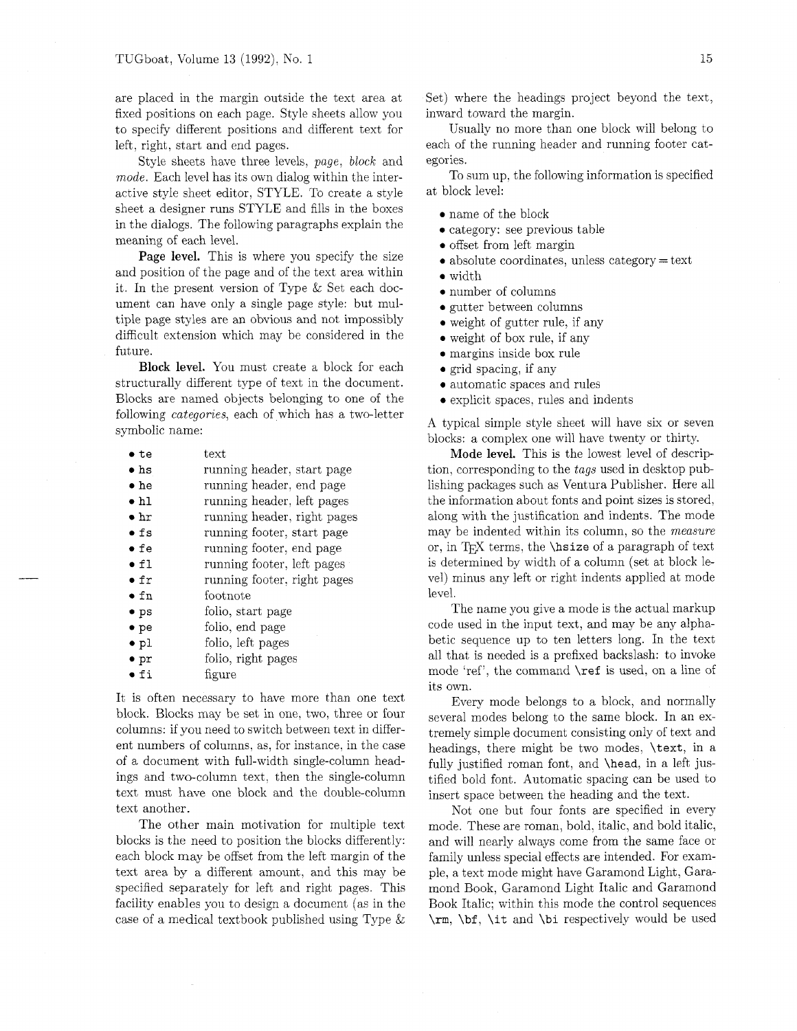are placed in the margin outside the text area at fixed positions on each page. Style sheets allow you to specify different positions and different text for left, right, start and end pages.

Style sheets have three levels, *page*, *block* and *mode*. Each level has its own dialog within the interactive style sheet editor, STYLE. To create a style sheet a designer runs STYLE and fills in the boxes in the dialogs. The following paragraphs explain the meaning of each level.

**Page level.** This is where you specify the size and position of the page and of the text area within it. In the present version of Type & Set each document can have only a single page style: but multiple page styles are an obvious and not impossibly difficult extension which may be considered in the future.

**Block level.** You must create a block for each structurally different type of text in the document. Blocks are named objects belonging to one of the following *categories*, each of which has a two-letter symbolic name:

- `te` text
- `hs` running header, start page
- `he` running header, end page
- `hl` running header, left pages
- `hr` running header, right pages
- `fs` running footer, start page
- `fe` running footer, end page
- `fl` running footer, left pages
- `fr` running footer, right pages
- `fn` footnote
- `ps` folio, start page
- `pe` folio, end page
- `pl` folio, left pages
- `pr` folio, right pages
- `fi` figure

It is often necessary to have more than one text block. Blocks may be set in one, two, three or four columns: if you need to switch between text in different numbers of columns, as, for instance, in the case of a document with full-width single-column headings and two-column text, then the single-column text must have one block and the double-column text another.

The other main motivation for multiple text blocks is the need to position the blocks differently: each block may be offset from the left margin of the text area by a different amount, and this may be specified separately for left and right pages. This facility enables you to design a document (as in the case of a medical textbook published using Type & Set) where the headings project beyond the text, inward toward the margin.

Usually no more than one block will belong to each of the running header and running footer categories.

To sum up, the following information is specified at block level:

- name of the block
- category: see previous table
- offset from left margin
- absolute coordinates, unless category = text
- width
- number of columns
- gutter between columns
- weight of gutter rule, if any
- weight of box rule, if any
- margins inside box rule
- grid spacing, if any
- automatic spaces and rules
- explicit spaces, rules and indents

A typical simple style sheet will have six or seven blocks: a complex one will have twenty or thirty.

**Mode level.** This is the lowest level of description, corresponding to the *tags* used in desktop publishing packages such as Ventura Publisher. Here all the information about fonts and point sizes is stored, along with the justification and indents. The mode may be indented within its column, so the *measure* or, in TeX terms, the `\hsize` of a paragraph of text is determined by width of a column (set at block level) minus any left or right indents applied at mode level.

The name you give a mode is the actual markup code used in the input text, and may be any alphabetic sequence up to ten letters long. In the text all that is needed is a prefixed backslash: to invoke mode 'ref', the command `\ref` is used, on a line of its own.

Every mode belongs to a block, and normally several modes belong to the same block. In an extremely simple document consisting only of text and headings, there might be two modes, `\text`, in a fully justified roman font, and `\head`, in a left justified bold font. Automatic spacing can be used to insert space between the heading and the text.

Not one but four fonts are specified in every mode. These are roman, bold, italic, and bold italic, and will nearly always come from the same face or family unless special effects are intended. For example, a text mode might have Garamond Light, Garamond Book, Garamond Light Italic and Garamond Book Italic; within this mode the control sequences `\rm`, `\bf`, `\it` and `\bi` respectively would be used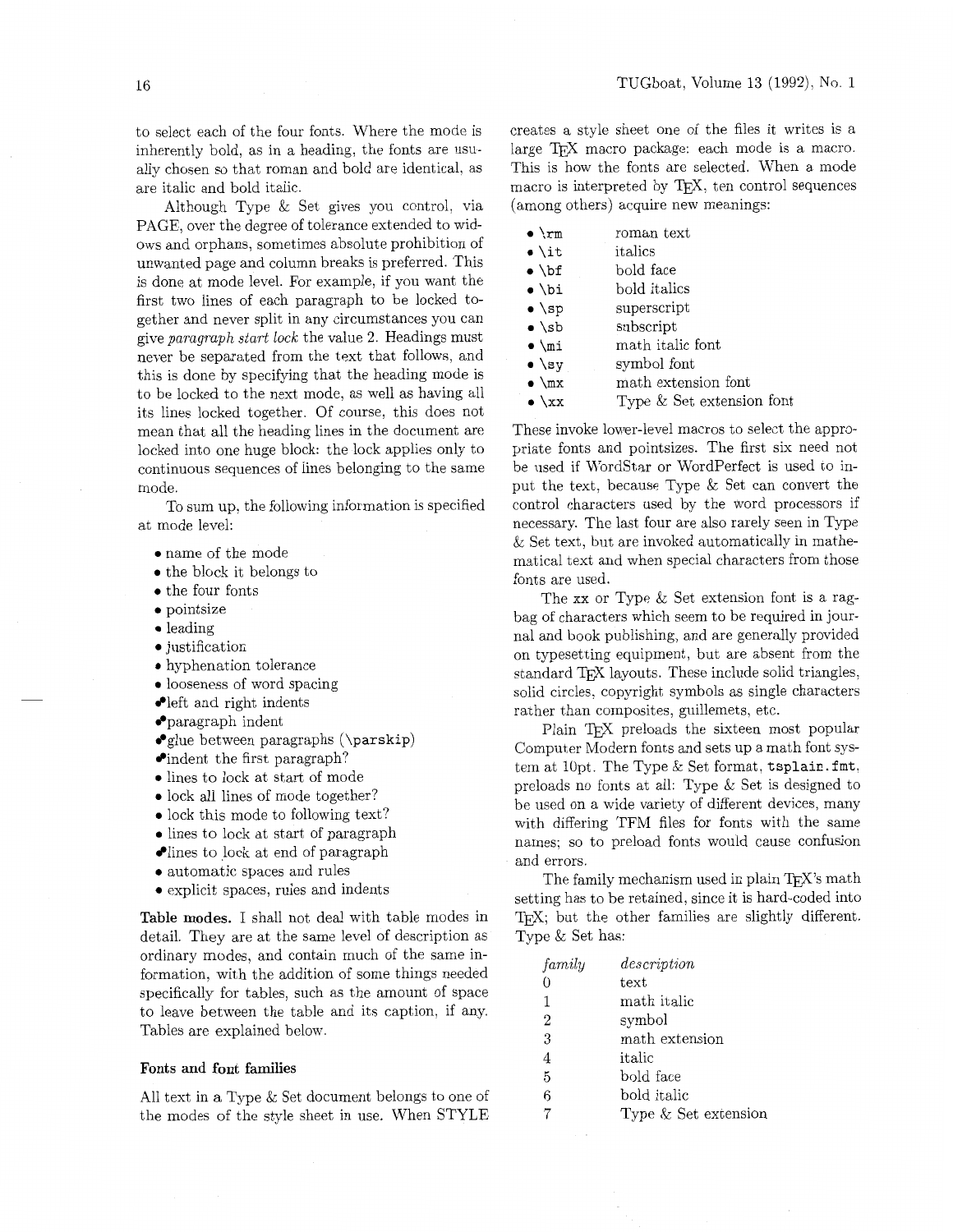to select each of the four fonts. Where the mode is inherently bold, as in a heading, the fonts are usually chosen so that roman and bold are identical, as are italic and bold italic.

Although Type & Set gives you control, via PAGE, over the degree of tolerance extended to widows and orphans, sometimes absolute prohibition of unwanted page and column breaks is preferred. This is done at mode level. For example, if you want the first two lines of each paragraph to be locked together and never split in any circumstances you can give *paragraph start lock* the value 2. Headings must never be separated from the text that follows, and this is done by specifying that the heading mode is to be locked to the next mode, as well as having all its lines locked together. Of course, this does not mean that all the heading lines in the document are locked into one huge block: the lock applies only to continuous sequences of lines belonging to the same mode.

To sum up, the following information is specified at mode level:

- name of the mode
- the block it belongs to
- the four fonts
- pointsize
- leading
- justification
- hyphenation tolerance
- looseness of word spacing
- left and right indents
- paragraph indent
- glue between paragraphs (`\parskip`)
- indent the first paragraph?
- lines to lock at start of mode
- lock all lines of mode together?
- lock this mode to following text?
- lines to lock at start of paragraph
- lines to lock at end of paragraph
- automatic spaces and rules
- explicit spaces, rules and indents

**Table modes.** I shall not deal with table modes in detail. They are at the same level of description as ordinary modes, and contain much of the same information, with the addition of some things needed specifically for tables, such as the amount of space to leave between the table and its caption, if any. Tables are explained below.

### Fonts and font families

All text in a Type & Set document belongs to one of the modes of the style sheet in use. When STYLE creates a style sheet one of the files it writes is a large TeX macro package: each mode is a macro. This is how the fonts are selected. When a mode macro is interpreted by TeX, ten control sequences (among others) acquire new meanings:

- `\rm` roman text
- `\it` italics
- `\bf` bold face
- `\bi` bold italics
- `\sp` superscript
- `\sb` subscript
- `\mi` math italic font
- `\sy` symbol font
- `\mx` math extension font
- `\xx` Type & Set extension font

These invoke lower-level macros to select the appropriate fonts and pointsizes. The first six need not be used if WordStar or WordPerfect is used to input the text, because Type & Set can convert the control characters used by the word processors if necessary. The last four are also rarely seen in Type & Set text, but are invoked automatically in mathematical text and when special characters from those fonts are used.

The `xx` or Type & Set extension font is a ragbag of characters which seem to be required in journal and book publishing, and are generally provided on typesetting equipment, but are absent from the standard TeX layouts. These include solid triangles, solid circles, copyright symbols as single characters rather than composites, guillemets, etc.

Plain TeX preloads the sixteen most popular Computer Modern fonts and sets up a math font system at 10pt. The Type & Set format, `tsplain.fmt`, preloads no fonts at all: Type & Set is designed to be used on a wide variety of different devices, many with differing TFM files for fonts with the same names; so to preload fonts would cause confusion and errors.

The family mechanism used in plain TeX's math setting has to be retained, since it is hard-coded into TeX; but the other families are slightly different. Type & Set has:

| *family* | *description* |
|---|---|
| 0 | text |
| 1 | math italic |
| 2 | symbol |
| 3 | math extension |
| 4 | italic |
| 5 | bold face |
| 6 | bold italic |
| 7 | Type & Set extension |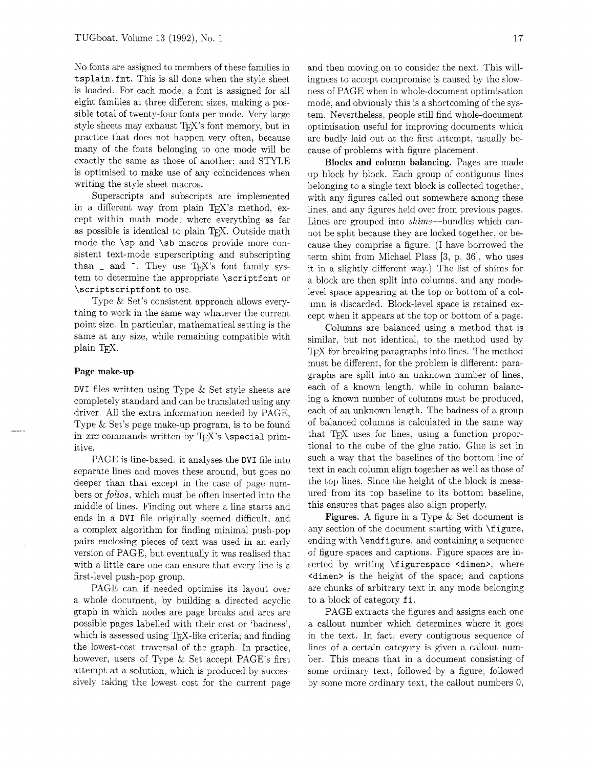No fonts are assigned to members of these families in `tsplain.fmt`. This is all done when the style sheet is loaded. For each mode, a font is assigned for all eight families at three different sizes, making a possible total of twenty-four fonts per mode. Very large style sheets may exhaust TeX's font memory, but in practice that does not happen very often, because many of the fonts belonging to one mode will be exactly the same as those of another; and STYLE is optimised to make use of any coincidences when writing the style sheet macros.

Superscripts and subscripts are implemented in a different way from plain TeX's method, except within math mode, where everything as far as possible is identical to plain TeX. Outside math mode the `\sp` and `\sb` macros provide more consistent text-mode superscripting and subscripting than `_` and `^`. They use TeX's font family system to determine the appropriate `\scriptfont` or `\scriptscriptfont` to use.

Type & Set's consistent approach allows everything to work in the same way whatever the current point size. In particular, mathematical setting is the same at any size, while remaining compatible with plain TeX.

### Page make-up

DVI files written using Type & Set style sheets are completely standard and can be translated using any driver. All the extra information needed by PAGE, Type & Set's page make-up program, is to be found in *xxx* commands written by TeX's `\special` primitive.

PAGE is line-based: it analyses the DVI file into separate lines and moves these around, but goes no deeper than that except in the case of page numbers or *folios*, which must be often inserted into the middle of lines. Finding out where a line starts and ends in a DVI file originally seemed difficult, and a complex algorithm for finding minimal push-pop pairs enclosing pieces of text was used in an early version of PAGE, but eventually it was realised that with a little care one can ensure that every line is a first-level push-pop group.

PAGE can if needed optimise its layout over a whole document, by building a directed acyclic graph in which nodes are page breaks and arcs are possible pages labelled with their cost or 'badness', which is assessed using TeX-like criteria; and finding the lowest-cost traversal of the graph. In practice, however, users of Type & Set accept PAGE's first attempt at a solution, which is produced by successively taking the lowest cost for the current page and then moving on to consider the next. This willingness to accept compromise is caused by the slowness of PAGE when in whole-document optimisation mode, and obviously this is a shortcoming of the system. Nevertheless, people still find whole-document optimisation useful for improving documents which are badly laid out at the first attempt, usually because of problems with figure placement.

**Blocks and column balancing.** Pages are made up block by block. Each group of contiguous lines belonging to a single text block is collected together, with any figures called out somewhere among these lines, and any figures held over from previous pages. Lines are grouped into *shims*—bundles which cannot be split because they are locked together, or because they comprise a figure. (I have borrowed the term shim from Michael Plass [3, p. 36], who uses it in a slightly different way.) The list of shims for a block are then split into columns, and any mode-level space appearing at the top or bottom of a column is discarded. Block-level space is retained except when it appears at the top or bottom of a page.

Columns are balanced using a method that is similar, but not identical, to the method used by TeX for breaking paragraphs into lines. The method must be different, for the problem is different: paragraphs are split into an unknown number of lines, each of a known length, while in column balancing a known number of columns must be produced, each of an unknown length. The badness of a group of balanced columns is calculated in the same way that TeX uses for lines, using a function proportional to the cube of the glue ratio. Glue is set in such a way that the baselines of the bottom line of text in each column align together as well as those of the top lines. Since the height of the block is measured from its top baseline to its bottom baseline, this ensures that pages also align properly.

**Figures.** A figure in a Type & Set document is any section of the document starting with `\figure`, ending with `\endfigure`, and containing a sequence of figure spaces and captions. Figure spaces are inserted by writing `\figurespace <dimen>`, where `<dimen>` is the height of the space; and captions are chunks of arbitrary text in any mode belonging to a block of category `fi`.

PAGE extracts the figures and assigns each one a callout number which determines where it goes in the text. In fact, every contiguous sequence of lines of a certain category is given a callout number. This means that in a document consisting of some ordinary text, followed by a figure, followed by some more ordinary text, the callout numbers 0,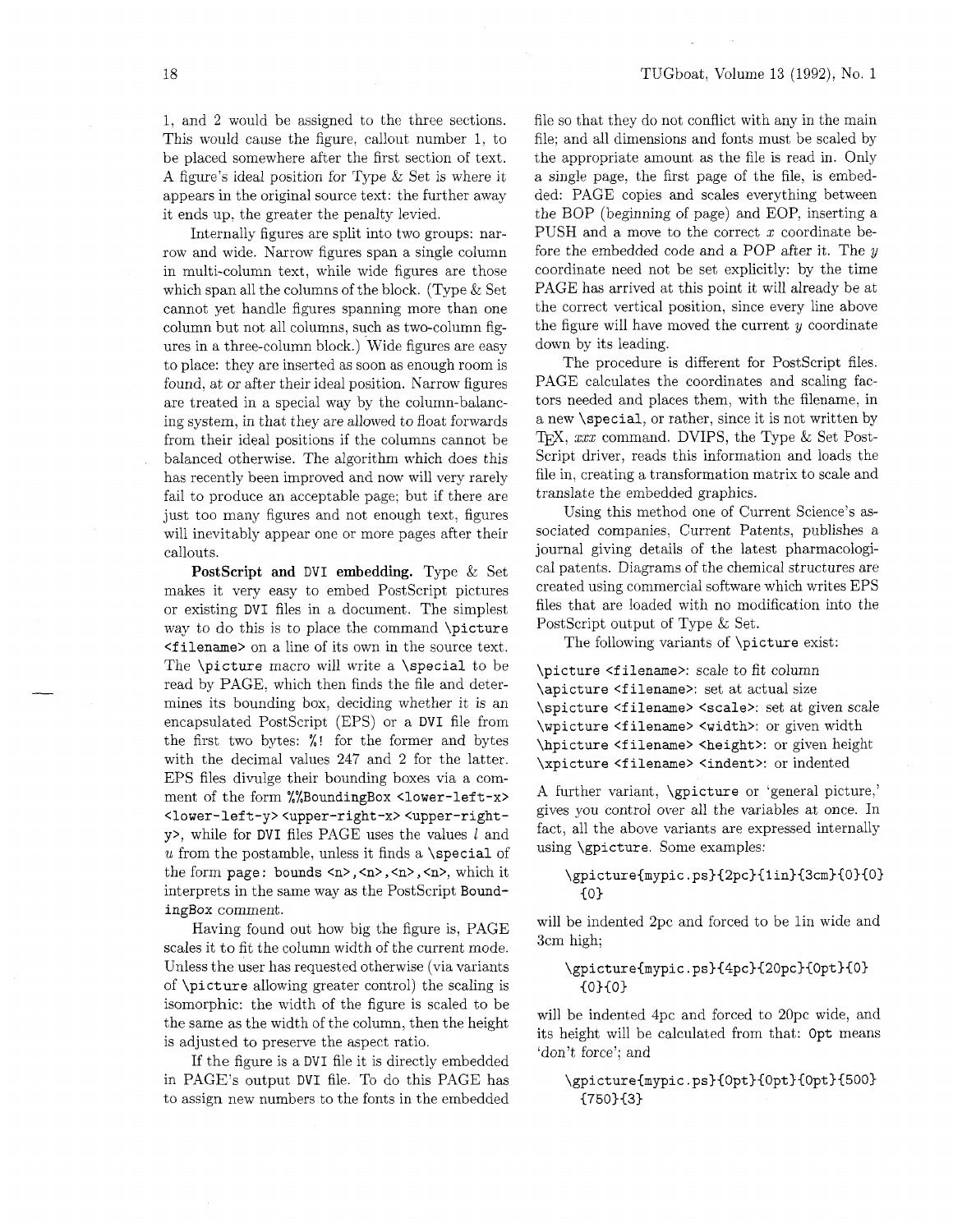1, and 2 would be assigned to the three sections. This would cause the figure, callout number 1, to be placed somewhere after the first section of text. A figure's ideal position for Type & Set is where it appears in the original source text: the further away it ends up, the greater the penalty levied.

Internally figures are split into two groups: narrow and wide. Narrow figures span a single column in multi-column text, while wide figures are those which span all the columns of the block. (Type & Set cannot yet handle figures spanning more than one column but not all columns, such as two-column figures in a three-column block.) Wide figures are easy to place: they are inserted as soon as enough room is found, at or after their ideal position. Narrow figures are treated in a special way by the column-balancing system, in that they are allowed to float forwards from their ideal positions if the columns cannot be balanced otherwise. The algorithm which does this has recently been improved and now will very rarely fail to produce an acceptable page; but if there are just too many figures and not enough text, figures will inevitably appear one or more pages after their callouts.

**PostScript and DVI embedding.** Type & Set makes it very easy to embed PostScript pictures or existing DVI files in a document. The simplest way to do this is to place the command `\picture <filename>` on a line of its own in the source text. The `\picture` macro will write a `\special` to be read by PAGE, which then finds the file and determines its bounding box, deciding whether it is an encapsulated PostScript (EPS) or a DVI file from the first two bytes: `%!` for the former and bytes with the decimal values 247 and 2 for the latter. EPS files divulge their bounding boxes via a comment of the form `%%BoundingBox <lower-left-x> <lower-left-y> <upper-right-x> <upper-right-y>`, while for DVI files PAGE uses the values $l$ and $u$ from the postamble, unless it finds a `\special` of the form `page: bounds <n>,<n>,<n>,<n>`, which it interprets in the same way as the PostScript `BoundingBox` comment.

Having found out how big the figure is, PAGE scales it to fit the column width of the current mode. Unless the user has requested otherwise (via variants of `\picture` allowing greater control) the scaling is isomorphic: the width of the figure is scaled to be the same as the width of the column, then the height is adjusted to preserve the aspect ratio.

If the figure is a DVI file it is directly embedded in PAGE's output DVI file. To do this PAGE has to assign new numbers to the fonts in the embedded file so that they do not conflict with any in the main file; and all dimensions and fonts must be scaled by the appropriate amount as the file is read in. Only a single page, the first page of the file, is embedded: PAGE copies and scales everything between the BOP (beginning of page) and EOP, inserting a PUSH and a move to the correct $x$ coordinate before the embedded code and a POP after it. The $y$ coordinate need not be set explicitly: by the time PAGE has arrived at this point it will already be at the correct vertical position, since every line above the figure will have moved the current $y$ coordinate down by its leading.

The procedure is different for PostScript files. PAGE calculates the coordinates and scaling factors needed and places them, with the filename, in a new `\special`, or rather, since it is not written by TeX, *xxx* command. DVIPS, the Type & Set PostScript driver, reads this information and loads the file in, creating a transformation matrix to scale and translate the embedded graphics.

Using this method one of Current Science's associated companies, Current Patents, publishes a journal giving details of the latest pharmacological patents. Diagrams of the chemical structures are created using commercial software which writes EPS files that are loaded with no modification into the PostScript output of Type & Set.

The following variants of `\picture` exist:

`\picture <filename>`: scale to fit column
`\apicture <filename>`: set at actual size
`\spicture <filename> <scale>`: set at given scale
`\wpicture <filename> <width>`: or given width
`\hpicture <filename> <height>`: or given height
`\xpicture <filename> <indent>`: or indented

A further variant, `\gpicture` or 'general picture,' gives you control over all the variables at once. In fact, all the above variants are expressed internally using `\gpicture`. Some examples:

```
\gpicture{mypic.ps}{2pc}{1in}{3cm}{0}{0}
  {0}
```

will be indented 2pc and forced to be 1in wide and 3cm high;

```
\gpicture{mypic.ps}{4pc}{20pc}{0pt}{0}
  {0}{0}
```

will be indented 4pc and forced to 20pc wide, and its height will be calculated from that: `0pt` means 'don't force'; and

```
\gpicture{mypic.ps}{0pt}{0pt}{0pt}{500}
  {750}{3}
```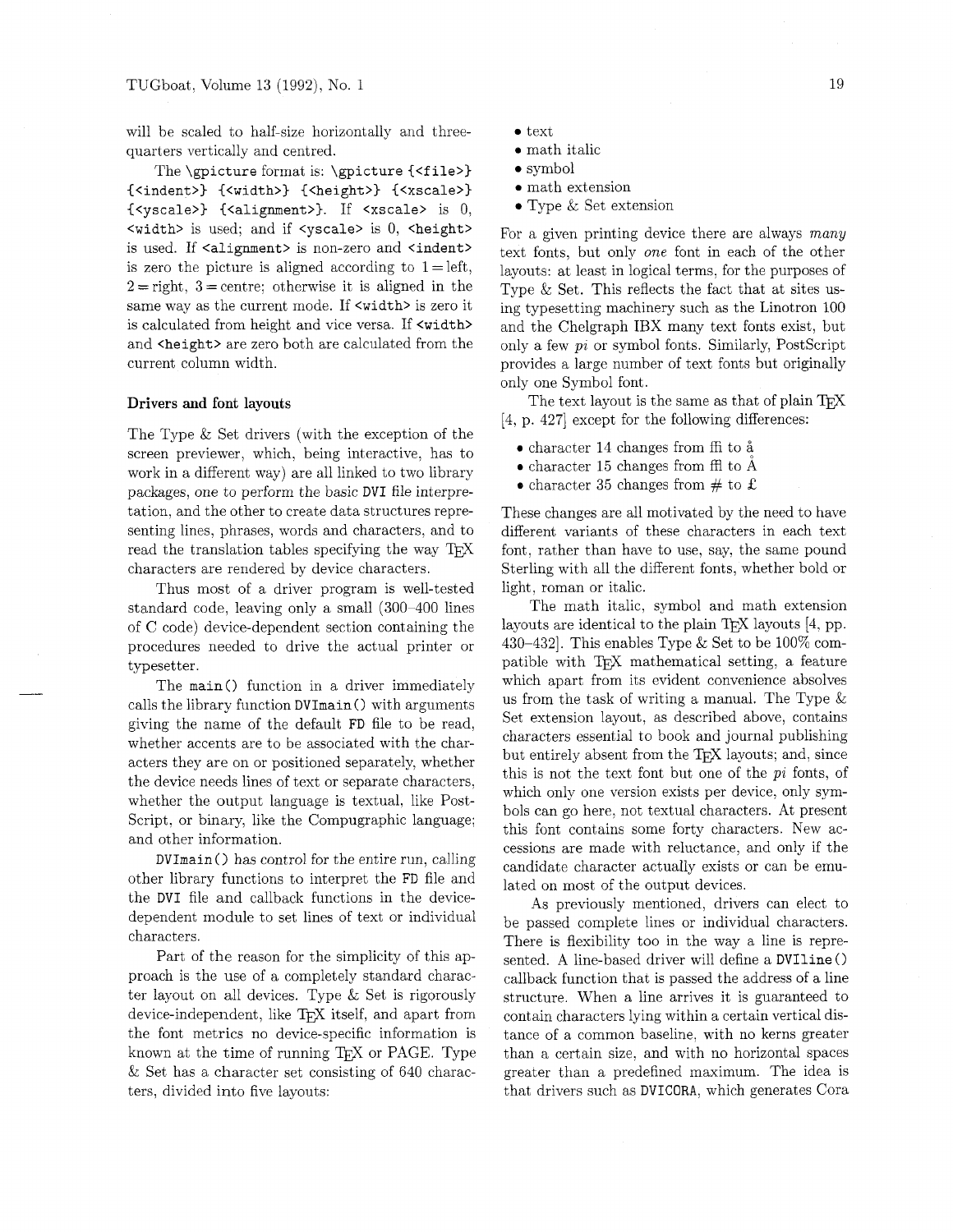will be scaled to half-size horizontally and three-quarters vertically and centred.

The `\gpicture` format is: `\gpicture {<file>} {<indent>} {<width>} {<height>} {<xscale>} {<yscale>} {<alignment>}`. If `<xscale>` is 0, `<width>` is used; and if `<yscale>` is 0, `<height>` is used. If `<alignment>` is non-zero and `<indent>` is zero the picture is aligned according to 1 = left, 2 = right, 3 = centre; otherwise it is aligned in the same way as the current mode. If `<width>` is zero it is calculated from height and vice versa. If `<width>` and `<height>` are zero both are calculated from the current column width.

### Drivers and font layouts

The Type & Set drivers (with the exception of the screen previewer, which, being interactive, has to work in a different way) are all linked to two library packages, one to perform the basic DVI file interpretation, and the other to create data structures representing lines, phrases, words and characters, and to read the translation tables specifying the way TeX characters are rendered by device characters.

Thus most of a driver program is well-tested standard code, leaving only a small (300–400 lines of C code) device-dependent section containing the procedures needed to drive the actual printer or typesetter.

The `main()` function in a driver immediately calls the library function `DVImain()` with arguments giving the name of the default FD file to be read, whether accents are to be associated with the characters they are on or positioned separately, whether the device needs lines of text or separate characters, whether the output language is textual, like PostScript, or binary, like the Compugraphic language; and other information.

`DVImain()` has control for the entire run, calling other library functions to interpret the FD file and the DVI file and callback functions in the device-dependent module to set lines of text or individual characters.

Part of the reason for the simplicity of this approach is the use of a completely standard character layout on all devices. Type & Set is rigorously device-independent, like TeX itself, and apart from the font metrics no device-specific information is known at the time of running TeX or PAGE. Type & Set has a character set consisting of 640 characters, divided into five layouts:

- text
- math italic
- symbol
- math extension
- Type & Set extension

For a given printing device there are always *many* text fonts, but only *one* font in each of the other layouts: at least in logical terms, for the purposes of Type & Set. This reflects the fact that at sites using typesetting machinery such as the Linotron 100 and the Chelgraph IBX many text fonts exist, but only a few *pi* or symbol fonts. Similarly, PostScript provides a large number of text fonts but originally only one Symbol font.

The text layout is the same as that of plain TeX [4, p. 427] except for the following differences:

- character 14 changes from ffi to å
- character 15 changes from ffl to Å
- character 35 changes from # to £

These changes are all motivated by the need to have different variants of these characters in each text font, rather than have to use, say, the same pound Sterling with all the different fonts, whether bold or light, roman or italic.

The math italic, symbol and math extension layouts are identical to the plain TeX layouts [4, pp. 430–432]. This enables Type & Set to be 100% compatible with TeX mathematical setting, a feature which apart from its evident convenience absolves us from the task of writing a manual. The Type & Set extension layout, as described above, contains characters essential to book and journal publishing but entirely absent from the TeX layouts; and, since this is not the text font but one of the *pi* fonts, of which only one version exists per device, only symbols can go here, not textual characters. At present this font contains some forty characters. New accessions are made with reluctance, and only if the candidate character actually exists or can be emulated on most of the output devices.

As previously mentioned, drivers can elect to be passed complete lines or individual characters. There is flexibility too in the way a line is represented. A line-based driver will define a `DVIline()` callback function that is passed the address of a line structure. When a line arrives it is guaranteed to contain characters lying within a certain vertical distance of a common baseline, with no kerns greater than a certain size, and with no horizontal spaces greater than a predefined maximum. The idea is that drivers such as DVICORA, which generates Cora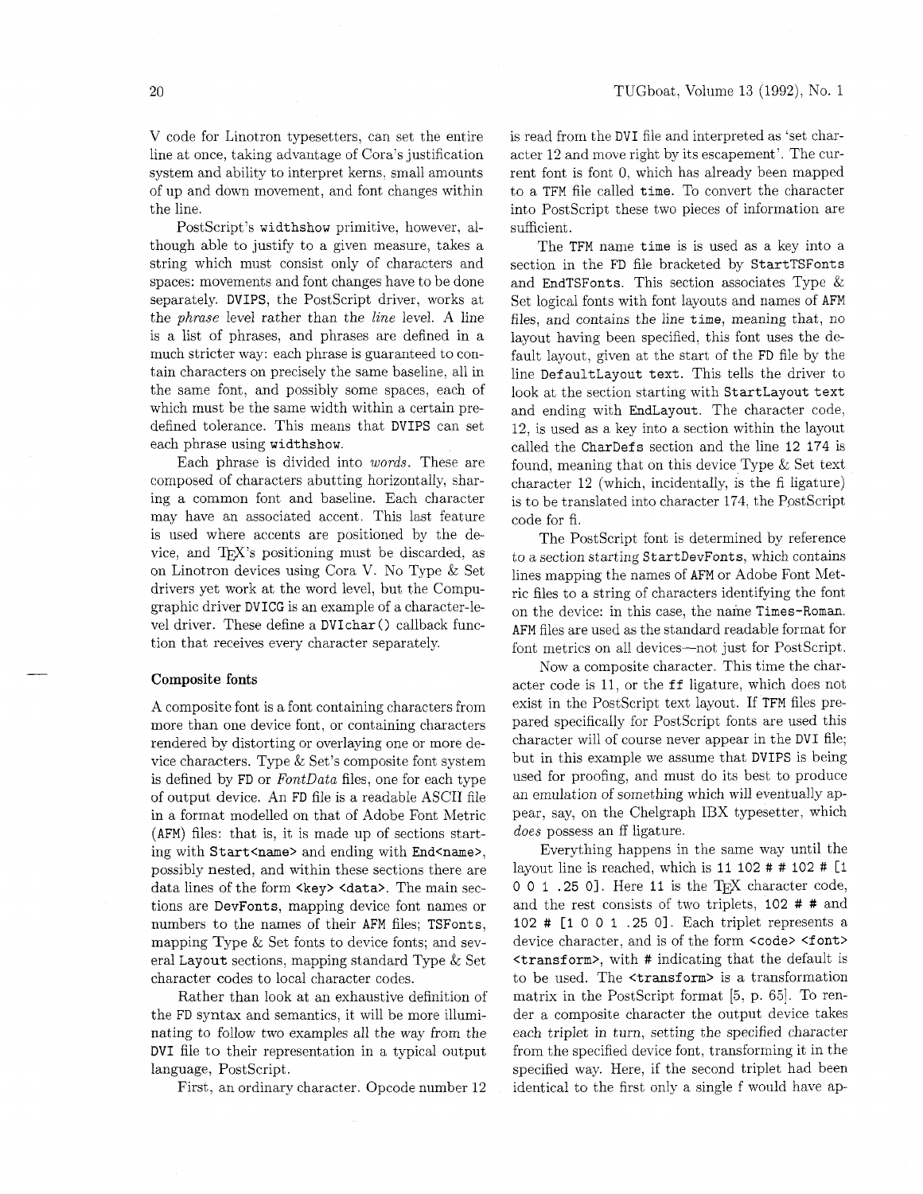V code for Linotron typesetters, can set the entire line at once, taking advantage of Cora's justification system and ability to interpret kerns, small amounts of up and down movement, and font changes within the line.

PostScript's `widthshow` primitive, however, although able to justify to a given measure, takes a string which must consist only of characters and spaces: movements and font changes have to be done separately. DVIPS, the PostScript driver, works at the *phrase* level rather than the *line* level. A line is a list of phrases, and phrases are defined in a much stricter way: each phrase is guaranteed to contain characters on precisely the same baseline, all in the same font, and possibly some spaces, each of which must be the same width within a certain predefined tolerance. This means that DVIPS can set each phrase using `widthshow`.

Each phrase is divided into *words*. These are composed of characters abutting horizontally, sharing a common font and baseline. Each character may have an associated accent. This last feature is used where accents are positioned by the device, and TEX's positioning must be discarded, as on Linotron devices using Cora V. No Type & Set drivers yet work at the word level, but the Compugraphic driver DVICG is an example of a character-level driver. These define a `DVIchar()` callback function that receives every character separately.

## Composite fonts

A composite font is a font containing characters from more than one device font, or containing characters rendered by distorting or overlaying one or more device characters. Type & Set's composite font system is defined by FD or *FontData* files, one for each type of output device. An FD file is a readable ASCII file in a format modelled on that of Adobe Font Metric (AFM) files: that is, it is made up of sections starting with `Start<name>` and ending with `End<name>`, possibly nested, and within these sections there are data lines of the form `<key> <data>`. The main sections are `DevFonts`, mapping device font names or numbers to the names of their AFM files; `TSFonts`, mapping Type & Set fonts to device fonts; and several `Layout` sections, mapping standard Type & Set character codes to local character codes.

Rather than look at an exhaustive definition of the FD syntax and semantics, it will be more illuminating to follow two examples all the way from the DVI file to their representation in a typical output language, PostScript.

First, an ordinary character. Opcode number 12 is read from the DVI file and interpreted as 'set character 12 and move right by its escapement'. The current font is font 0, which has already been mapped to a TFM file called `time`. To convert the character into PostScript these two pieces of information are sufficient.

The TFM name `time` is is used as a key into a section in the FD file bracketed by `StartTSFonts` and `EndTSFonts`. This section associates Type & Set logical fonts with font layouts and names of AFM files, and contains the line `time`, meaning that, no layout having been specified, this font uses the default layout, given at the start of the FD file by the line `DefaultLayout text`. This tells the driver to look at the section starting with `StartLayout text` and ending with `EndLayout`. The character code, 12, is used as a key into a section within the layout called the `CharDefs` section and the line `12 174` is found, meaning that on this device Type & Set text character 12 (which, incidentally, is the fi ligature) is to be translated into character 174, the PostScript code for fi.

The PostScript font is determined by reference to a section starting `StartDevFonts`, which contains lines mapping the names of AFM or Adobe Font Metric files to a string of characters identifying the font on the device: in this case, the name `Times-Roman`. AFM files are used as the standard readable format for font metrics on all devices—not just for PostScript.

Now a composite character. This time the character code is 11, or the `ff` ligature, which does not exist in the PostScript text layout. If TFM files prepared specifically for PostScript fonts are used this character will of course never appear in the DVI file; but in this example we assume that DVIPS is being used for proofing, and must do its best to produce an emulation of something which will eventually appear, say, on the Chelgraph IBX typesetter, which *does* possess an ff ligature.

Everything happens in the same way until the layout line is reached, which is `11 102 # # 102 # [1 0 0 1 .25 0]`. Here `11` is the TEX character code, and the rest consists of two triplets, `102 # #` and `102 # [1 0 0 1 .25 0]`. Each triplet represents a device character, and is of the form `<code> <font> <transform>`, with `#` indicating that the default is to be used. The `<transform>` is a transformation matrix in the PostScript format [5, p. 65]. To render a composite character the output device takes each triplet in turn, setting the specified character from the specified device font, transforming it in the specified way. Here, if the second triplet had been identical to the first only a single f would have ap-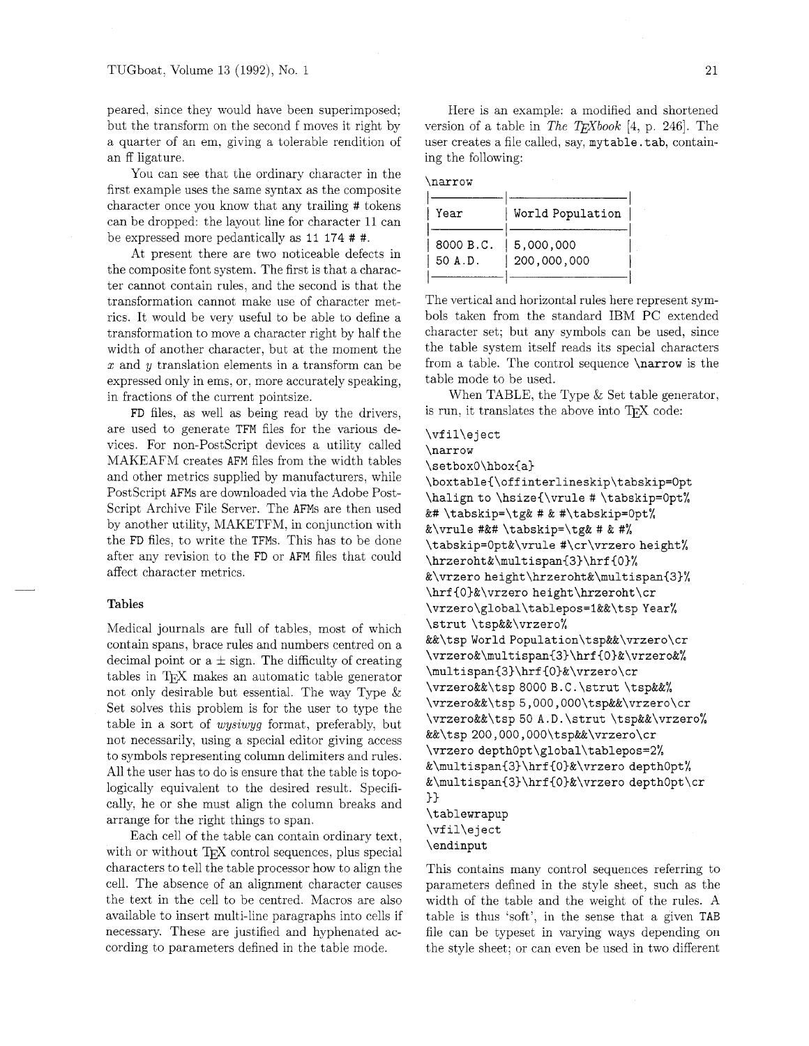peared, since they would have been superimposed; but the transform on the second f moves it right by a quarter of an em, giving a tolerable rendition of an ff ligature.

You can see that the ordinary character in the first example uses the same syntax as the composite character once you know that any trailing # tokens can be dropped: the layout line for character 11 can be expressed more pedantically as `11 174 # #`.

At present there are two noticeable defects in the composite font system. The first is that a character cannot contain rules, and the second is that the transformation cannot make use of character metrics. It would be very useful to be able to define a transformation to move a character right by half the width of another character, but at the moment the $x$ and $y$ translation elements in a transform can be expressed only in ems, or, more accurately speaking, in fractions of the current pointsize.

FD files, as well as being read by the drivers, are used to generate TFM files for the various devices. For non-PostScript devices a utility called MAKEAFM creates AFM files from the width tables and other metrics supplied by manufacturers, while PostScript AFMs are downloaded via the Adobe PostScript Archive File Server. The AFMs are then used by another utility, MAKETFM, in conjunction with the FD files, to write the TFMs. This has to be done after any revision to the FD or AFM files that could affect character metrics.

### Tables

Medical journals are full of tables, most of which contain spans, brace rules and numbers centred on a decimal point or a $\pm$ sign. The difficulty of creating tables in TeX makes an automatic table generator not only desirable but essential. The way Type & Set solves this problem is for the user to type the table in a sort of *wysiwyg* format, preferably, but not necessarily, using a special editor giving access to symbols representing column delimiters and rules. All the user has to do is ensure that the table is topologically equivalent to the desired result. Specifically, he or she must align the column breaks and arrange for the right things to span.

Each cell of the table can contain ordinary text, with or without TeX control sequences, plus special characters to tell the table processor how to align the cell. The absence of an alignment character causes the text in the cell to be centred. Macros are also available to insert multi-line paragraphs into cells if necessary. These are justified and hyphenated according to parameters defined in the table mode.

Here is an example: a modified and shortened version of a table in *The TeXbook* [4, p. 246]. The user creates a file called, say, `mytable.tab`, containing the following:

```
\narrow
|───────────|──────────────────|
| Year      | World Population |
|───────────|──────────────────|
| 8000 B.C. | 5,000,000        |
| 50 A.D.   | 200,000,000      |
|───────────|──────────────────|
```

The vertical and horizontal rules here represent symbols taken from the standard IBM PC extended character set; but any symbols can be used, since the table system itself reads its special characters from a table. The control sequence `\narrow` is the table mode to be used.

When TABLE, the Type & Set table generator, is run, it translates the above into TeX code:

```
\vfil\eject
\narrow
\setbox0\hbox{a}
\boxtable{\offinterlineskip\tabskip=0pt
\halign to \hsize{\vrule # \tabskip=0pt%
&# \tabskip=\tg& # & #\tabskip=0pt%
&\vrule #&# \tabskip=\tg& # & #%
\tabskip=0pt&\vrule #\cr\vrzero height%
\hrzeroht&\multispan{3}\hrf{0}%
&\vrzero height\hrzeroht&\multispan{3}%
\hrf{0}&\vrzero height\hrzeroht\cr
\vrzero\global\tablepos=1&&\tsp Year%
\strut \tsp&&\vrzero%
&&\tsp World Population\tsp&&\vrzero\cr
\vrzero&\multispan{3}\hrf{0}&\vrzero&%
\multispan{3}\hrf{0}&\vrzero\cr
\vrzero&&\tsp 8000 B.C.\strut \tsp&&%
\vrzero&&\tsp 5,000,000\tsp&&\vrzero\cr
\vrzero&&\tsp 50 A.D.\strut \tsp&&\vrzero%
&&\tsp 200,000,000\tsp&&\vrzero\cr
\vrzero depth0pt\global\tablepos=2%
&\multispan{3}\hrf{0}&\vrzero depth0pt%
&\multispan{3}\hrf{0}&\vrzero depth0pt\cr
}}
\tablewrapup
\vfil\eject
\endinput
```

This contains many control sequences referring to parameters defined in the style sheet, such as the width of the table and the weight of the rules. A table is thus 'soft', in the sense that a given TAB file can be typeset in varying ways depending on the style sheet; or can even be used in two different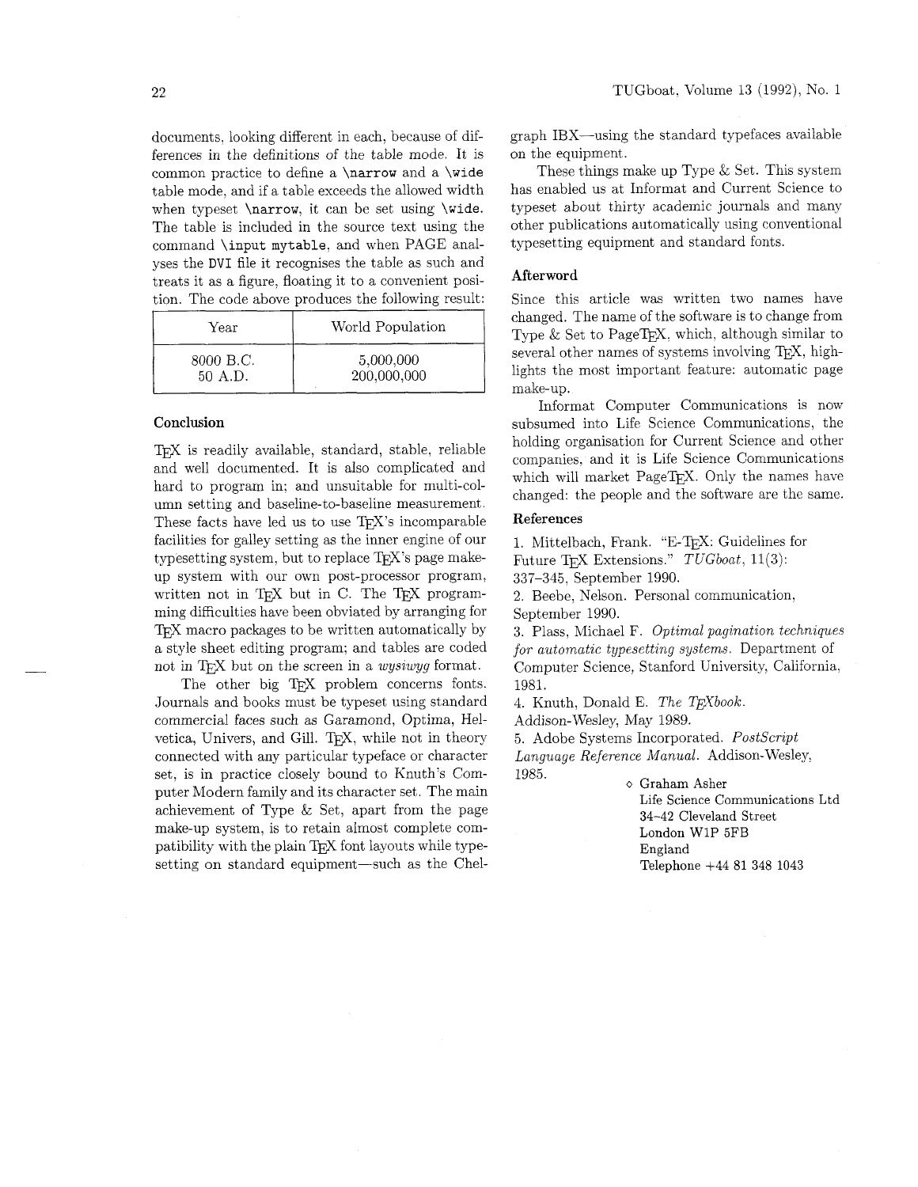documents, looking different in each, because of differences in the definitions of the table mode. It is common practice to define a `\narrow` and a `\wide` table mode, and if a table exceeds the allowed width when typeset `\narrow`, it can be set using `\wide`. The table is included in the source text using the command `\input mytable`, and when PAGE analyses the DVI file it recognises the table as such and treats it as a figure, floating it to a convenient position. The code above produces the following result:

| Year | World Population |
|---|---|
| 8000 B.C.<br>50 A.D. | 5,000,000<br>200,000,000 |

### Conclusion

TeX is readily available, standard, stable, reliable and well documented. It is also complicated and hard to program in; and unsuitable for multi-column setting and baseline-to-baseline measurement. These facts have led us to use TeX's incomparable facilities for galley setting as the inner engine of our typesetting system, but to replace TeX's page makeup system with our own post-processor program, written not in TeX but in C. The TeX programming difficulties have been obviated by arranging for TeX macro packages to be written automatically by a style sheet editing program; and tables are coded not in TeX but on the screen in a *wysiwyg* format.

The other big TeX problem concerns fonts. Journals and books must be typeset using standard commercial faces such as Garamond, Optima, Helvetica, Univers, and Gill. TeX, while not in theory connected with any particular typeface or character set, is in practice closely bound to Knuth's Computer Modern family and its character set. The main achievement of Type & Set, apart from the page make-up system, is to retain almost complete compatibility with the plain TeX font layouts while typesetting on standard equipment—such as the Chelgraph IBX—using the standard typefaces available on the equipment.

These things make up Type & Set. This system has enabled us at Informat and Current Science to typeset about thirty academic journals and many other publications automatically using conventional typesetting equipment and standard fonts.

### Afterword

Since this article was written two names have changed. The name of the software is to change from Type & Set to PageTeX, which, although similar to several other names of systems involving TeX, highlights the most important feature: automatic page make-up.

Informat Computer Communications is now subsumed into Life Science Communications, the holding organisation for Current Science and other companies, and it is Life Science Communications which will market PageTeX. Only the names have changed: the people and the software are the same.

### References

1. Mittelbach, Frank. "E-TeX: Guidelines for Future TeX Extensions." *TUGboat*, 11(3): 337–345, September 1990.
2. Beebe, Nelson. Personal communication, September 1990.
3. Plass, Michael F. *Optimal pagination techniques for automatic typesetting systems*. Department of Computer Science, Stanford University, California, 1981.
4. Knuth, Donald E. *The TeXbook*. Addison-Wesley, May 1989.
5. Adobe Systems Incorporated. *PostScript Language Reference Manual*. Addison-Wesley, 1985.

⋄ Graham Asher
Life Science Communications Ltd
34–42 Cleveland Street
London W1P 5FB
England
Telephone +44 81 348 1043